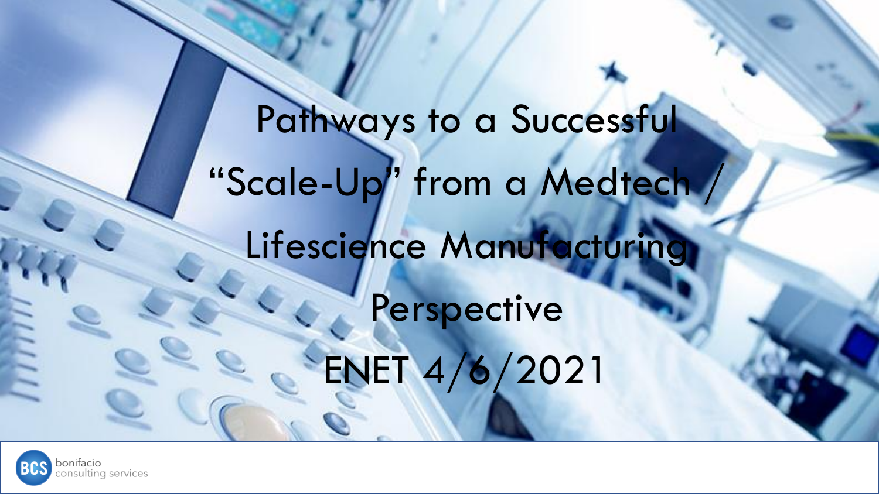# Pathways to a Successful "Scale-Up" from a Medtech / Lifescience Manufacturing Perspective

ENET 4/6/2021

bonifacio consulting services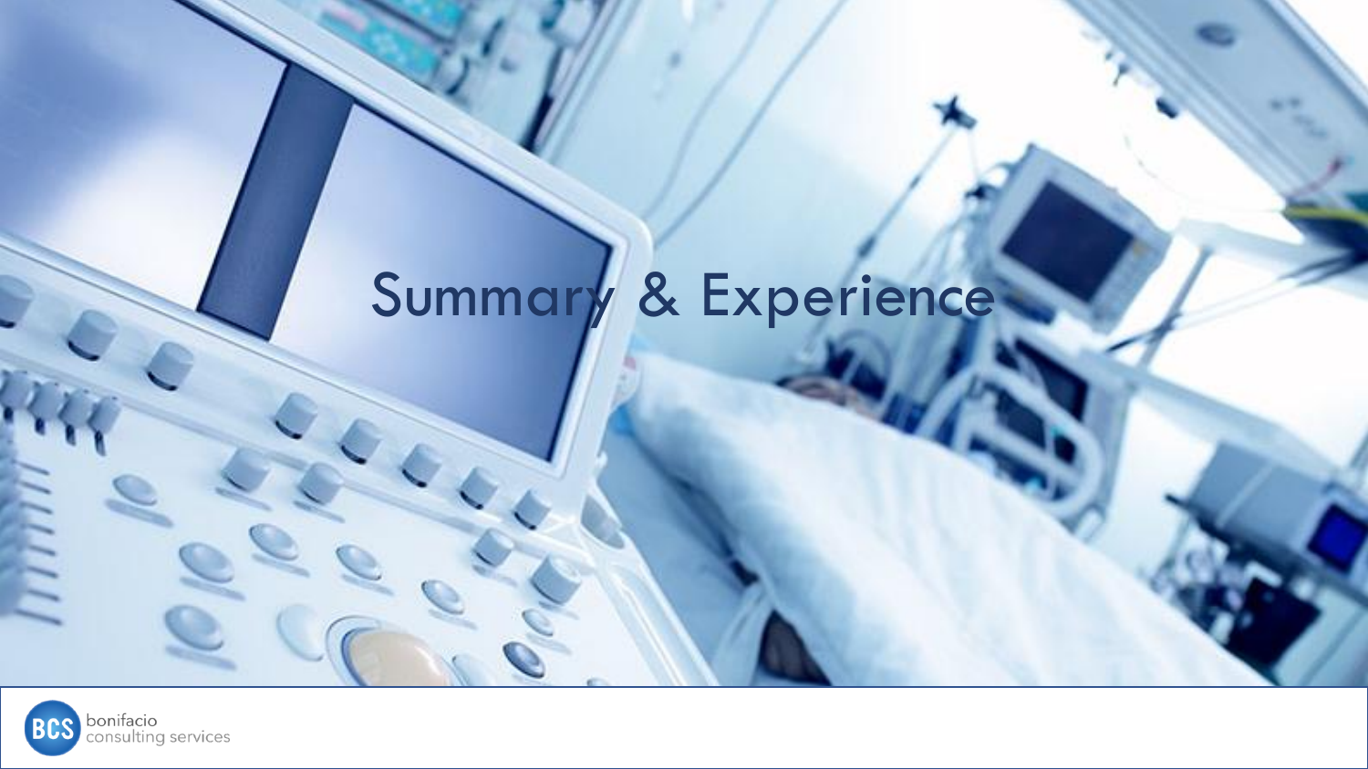# Summary & Experience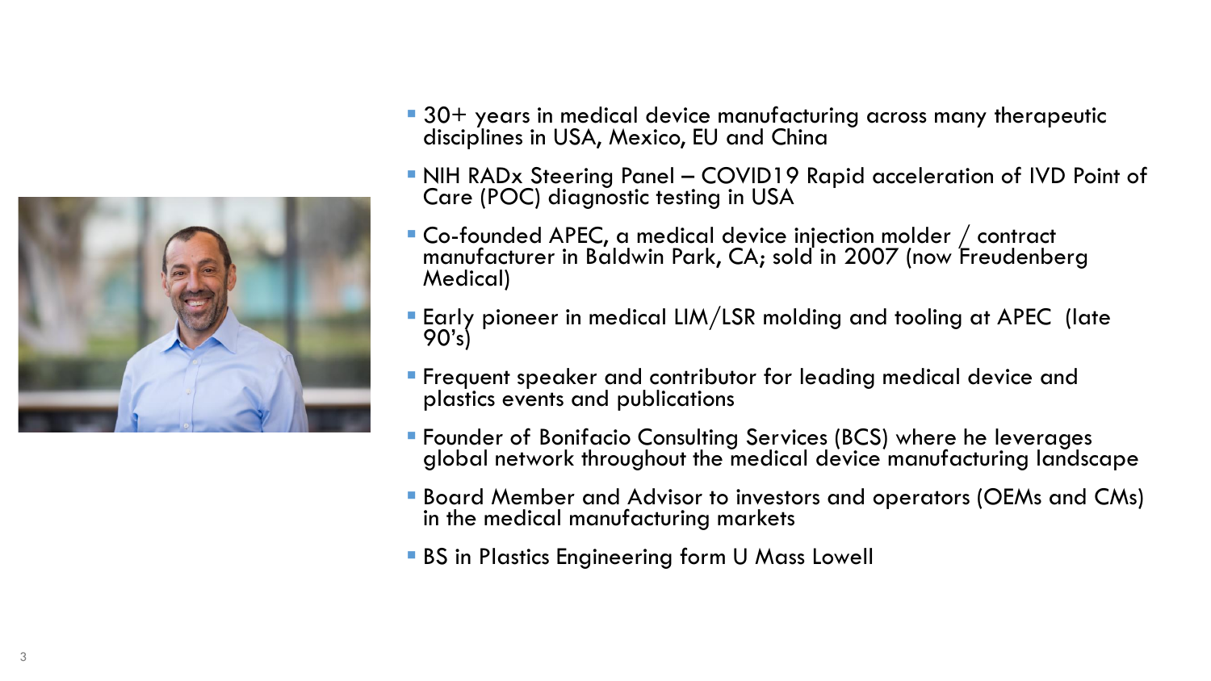- 30+ years in medical device manufacturing across many therapeutic disciplines in USA, Mexico, EU and China
- NIH RADx Steering Panel – COVID19 Rapid acceleration of IVD Point of Care (POC) diagnostic testing in USA
- Co-founded APEC, a medical device injection molder / contract manufacturer in Baldwin Park, CA; sold in 2007 (now Freudenberg Medical)
- Early pioneer in medical LIM/LSR molding and tooling at APEC (late 90's)
- Frequent speaker and contributor for leading medical device and plastics events and publications
- Founder of Bonifacio Consulting Services (BCS) where he leverages global network throughout the medical device manufacturing landscape
- Board Member and Advisor to investors and operators (OEMs and CMs) in the medical manufacturing markets
- BS in Plastics Engineering form U Mass Lowell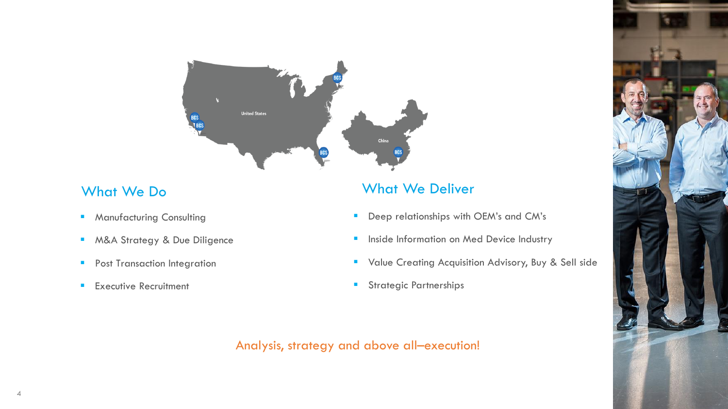## What We Do

- Manufacturing Consulting
- M&A Strategy & Due Diligence
- Post Transaction Integration
- Executive Recruitment

## What We Deliver

- Deep relationships with OEM's and CM's
- Inside Information on Med Device Industry
- Value Creating Acquisition Advisory, Buy & Sell side
- Strategic Partnerships

Analysis, strategy and above all–execution!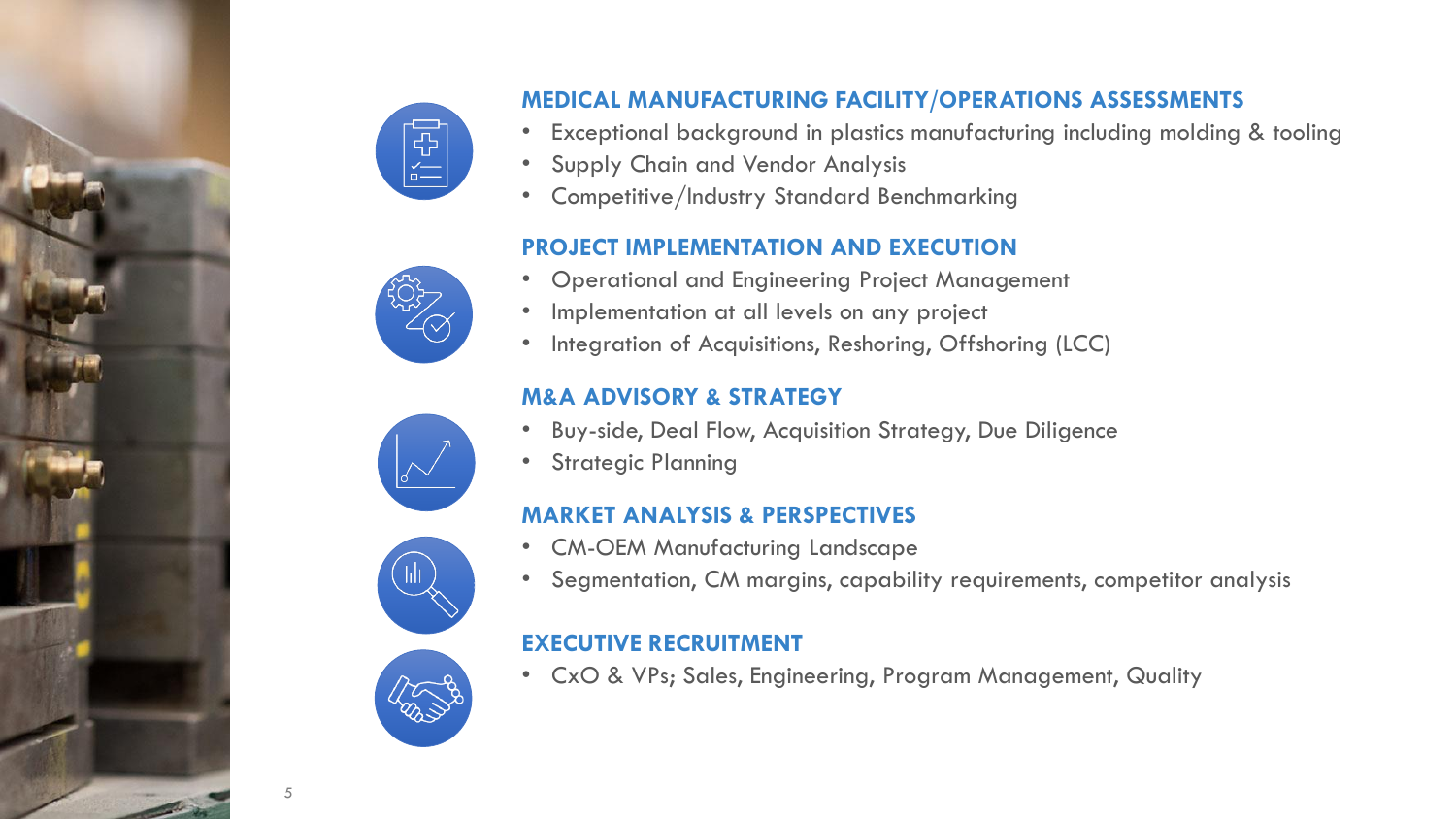## MEDICAL MANUFACTURING FACILITY/OPERATIONS ASSESSMENTS

- Exceptional background in plastics manufacturing including molding & tooling
- Supply Chain and Vendor Analysis
- Competitive/Industry Standard Benchmarking

## PROJECT IMPLEMENTATION AND EXECUTION

- Operational and Engineering Project Management
- Implementation at all levels on any project
- Integration of Acquisitions, Reshoring, Offshoring (LCC)

## M&A ADVISORY & STRATEGY

- Buy-side, Deal Flow, Acquisition Strategy, Due Diligence
- Strategic Planning

## MARKET ANALYSIS & PERSPECTIVES

- CM-OEM Manufacturing Landscape
- Segmentation, CM margins, capability requirements, competitor analysis

## EXECUTIVE RECRUITMENT

- CxO & VPs; Sales, Engineering, Program Management, Quality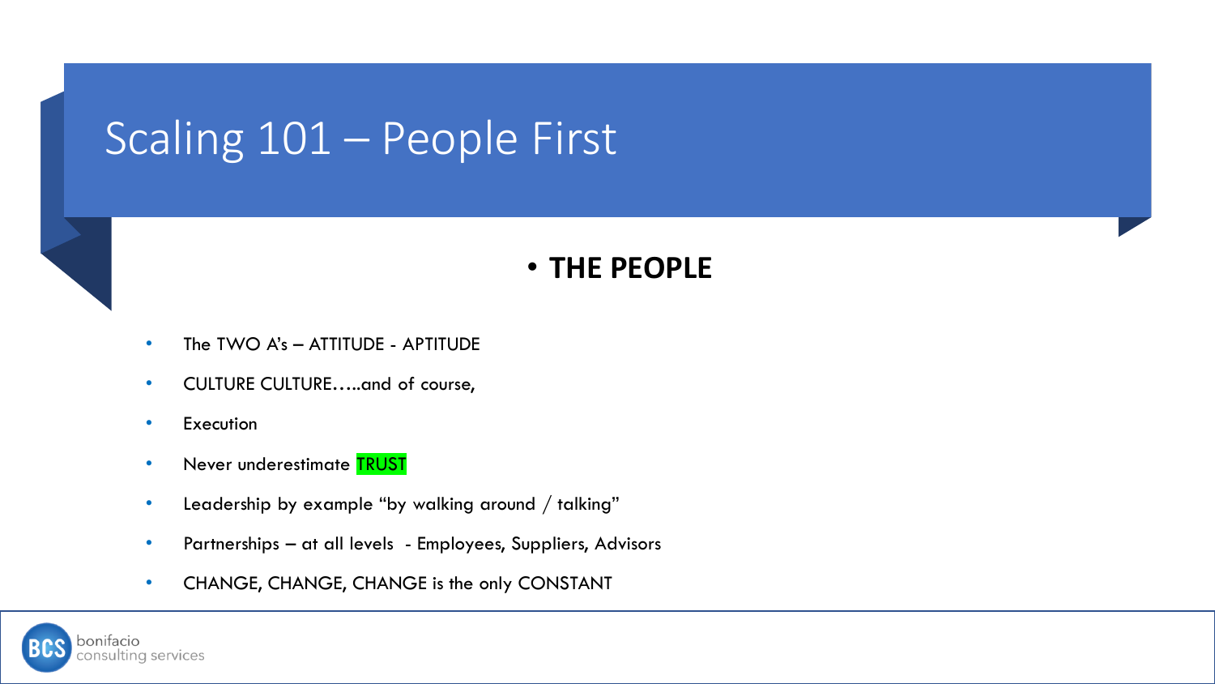# Scaling 101 – People First

- **THE PEOPLE**

- The TWO A's – ATTITUDE - APTITUDE
- CULTURE CULTURE…..and of course,
- Execution
- Never underestimate TRUST
- Leadership by example "by walking around / talking"
- Partnerships – at all levels - Employees, Suppliers, Advisors
- CHANGE, CHANGE, CHANGE is the only CONSTANT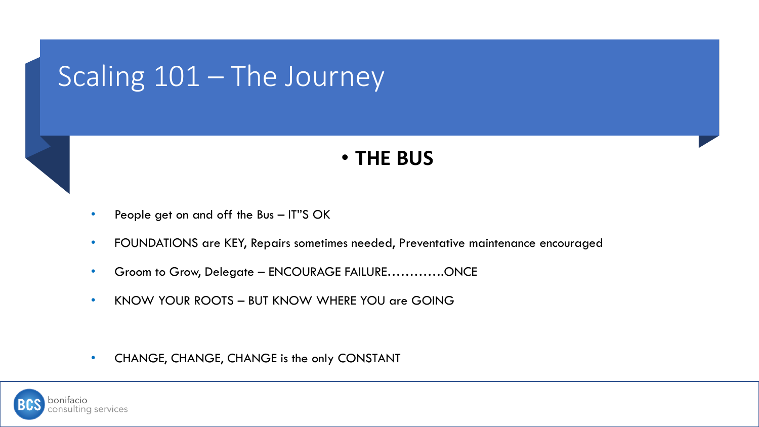# Scaling 101 – The Journey

## • THE BUS

- People get on and off the Bus – IT"S OK
- FOUNDATIONS are KEY, Repairs sometimes needed, Preventative maintenance encouraged
- Groom to Grow, Delegate – ENCOURAGE FAILURE…………ONCE
- KNOW YOUR ROOTS – BUT KNOW WHERE YOU are GOING
- CHANGE, CHANGE, CHANGE is the only CONSTANT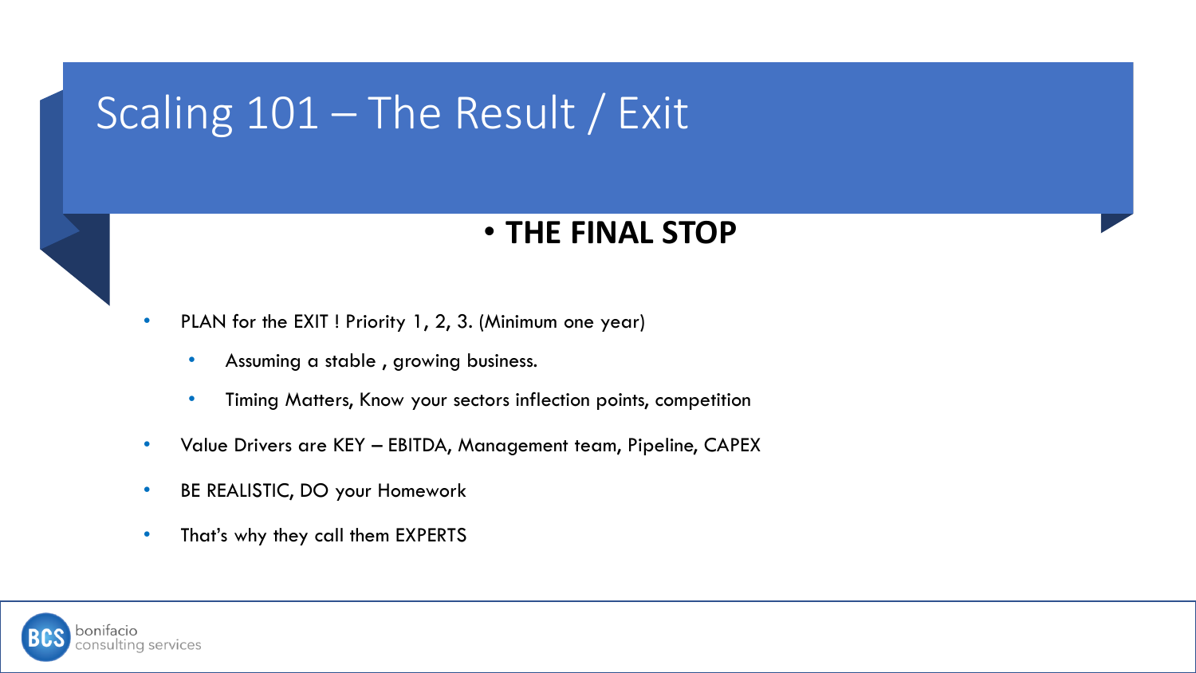# Scaling 101 – The Result / Exit

- **THE FINAL STOP**

- PLAN for the EXIT ! Priority 1, 2, 3. (Minimum one year)
  - Assuming a stable , growing business.
  - Timing Matters, Know your sectors inflection points, competition
- Value Drivers are KEY – EBITDA, Management team, Pipeline, CAPEX
- BE REALISTIC, DO your Homework
- That's why they call them EXPERTS

BCS bonifacio consulting services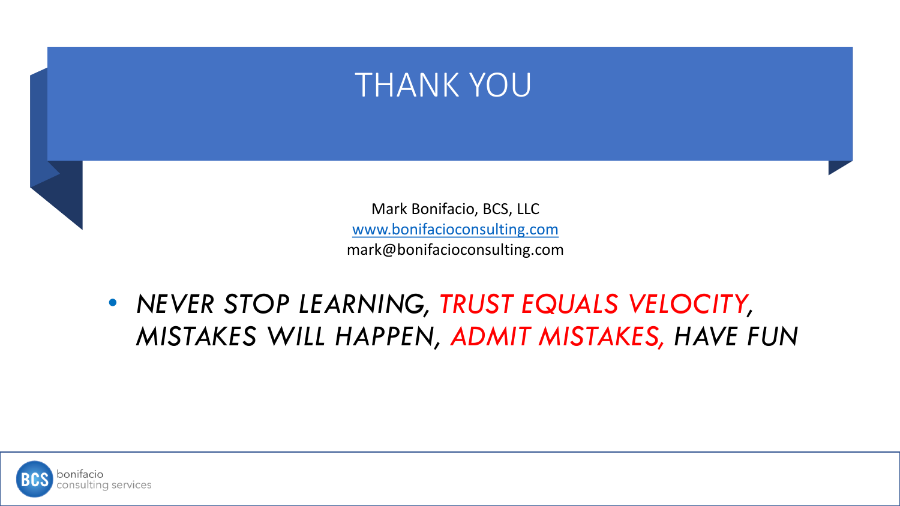# THANK YOU

Mark Bonifacio, BCS, LLC
www.bonifacioconsulting.com
mark@bonifacioconsulting.com

- *NEVER STOP LEARNING, TRUST EQUALS VELOCITY, MISTAKES WILL HAPPEN, ADMIT MISTAKES, HAVE FUN*

BCS bonifacio consulting services